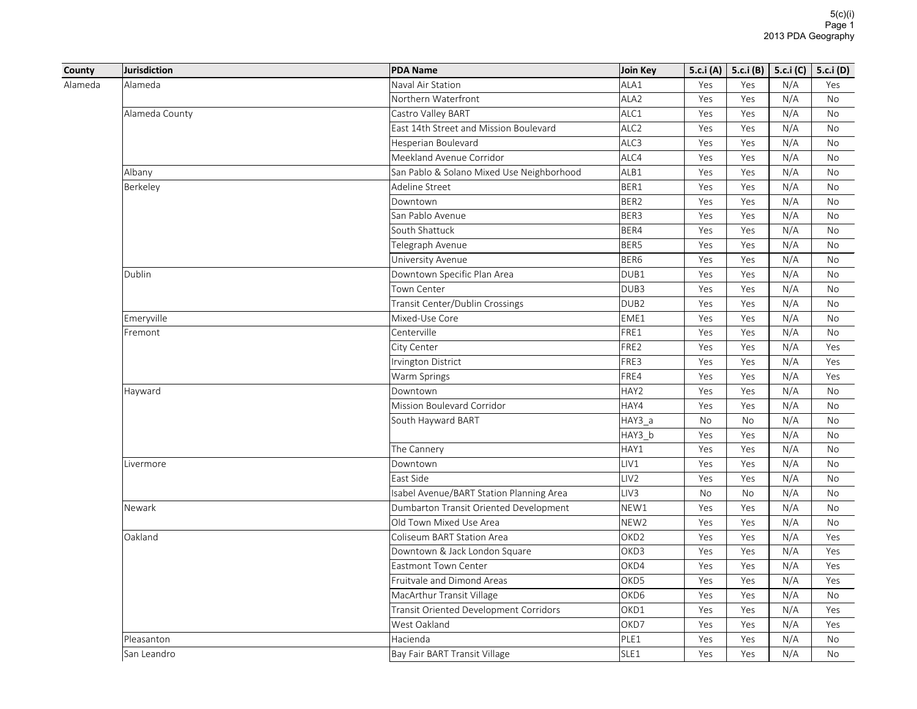| County | Jurisdiction | PDA Name | Join Key | 5.c.i (A) | 5.c.i (B) | 5.c.i (C) | 5.c.i (D) |
|---|---|---|---|---|---|---|---|
| Alameda | Alameda | Naval Air Station | ALA1 | Yes | Yes | N/A | Yes |
| | | Northern Waterfront | ALA2 | Yes | Yes | N/A | No |
| | Alameda County | Castro Valley BART | ALC1 | Yes | Yes | N/A | No |
| | | East 14th Street and Mission Boulevard | ALC2 | Yes | Yes | N/A | No |
| | | Hesperian Boulevard | ALC3 | Yes | Yes | N/A | No |
| | | Meekland Avenue Corridor | ALC4 | Yes | Yes | N/A | No |
| | Albany | San Pablo & Solano Mixed Use Neighborhood | ALB1 | Yes | Yes | N/A | No |
| | Berkeley | Adeline Street | BER1 | Yes | Yes | N/A | No |
| | | Downtown | BER2 | Yes | Yes | N/A | No |
| | | San Pablo Avenue | BER3 | Yes | Yes | N/A | No |
| | | South Shattuck | BER4 | Yes | Yes | N/A | No |
| | | Telegraph Avenue | BER5 | Yes | Yes | N/A | No |
| | | University Avenue | BER6 | Yes | Yes | N/A | No |
| | Dublin | Downtown Specific Plan Area | DUB1 | Yes | Yes | N/A | No |
| | | Town Center | DUB3 | Yes | Yes | N/A | No |
| | | Transit Center/Dublin Crossings | DUB2 | Yes | Yes | N/A | No |
| | Emeryville | Mixed-Use Core | EME1 | Yes | Yes | N/A | No |
| | Fremont | Centerville | FRE1 | Yes | Yes | N/A | No |
| | | City Center | FRE2 | Yes | Yes | N/A | Yes |
| | | Irvington District | FRE3 | Yes | Yes | N/A | Yes |
| | | Warm Springs | FRE4 | Yes | Yes | N/A | Yes |
| | Hayward | Downtown | HAY2 | Yes | Yes | N/A | No |
| | | Mission Boulevard Corridor | HAY4 | Yes | Yes | N/A | No |
| | | South Hayward BART | HAY3_a | No | No | N/A | No |
| | | | HAY3_b | Yes | Yes | N/A | No |
| | | The Cannery | HAY1 | Yes | Yes | N/A | No |
| | Livermore | Downtown | LIV1 | Yes | Yes | N/A | No |
| | | East Side | LIV2 | Yes | Yes | N/A | No |
| | | Isabel Avenue/BART Station Planning Area | LIV3 | No | No | N/A | No |
| | Newark | Dumbarton Transit Oriented Development | NEW1 | Yes | Yes | N/A | No |
| | | Old Town Mixed Use Area | NEW2 | Yes | Yes | N/A | No |
| | Oakland | Coliseum BART Station Area | OKD2 | Yes | Yes | N/A | Yes |
| | | Downtown & Jack London Square | OKD3 | Yes | Yes | N/A | Yes |
| | | Eastmont Town Center | OKD4 | Yes | Yes | N/A | Yes |
| | | Fruitvale and Dimond Areas | OKD5 | Yes | Yes | N/A | Yes |
| | | MacArthur Transit Village | OKD6 | Yes | Yes | N/A | No |
| | | Transit Oriented Development Corridors | OKD1 | Yes | Yes | N/A | Yes |
| | | West Oakland | OKD7 | Yes | Yes | N/A | Yes |
| | Pleasanton | Hacienda | PLE1 | Yes | Yes | N/A | No |
| | San Leandro | Bay Fair BART Transit Village | SLE1 | Yes | Yes | N/A | No |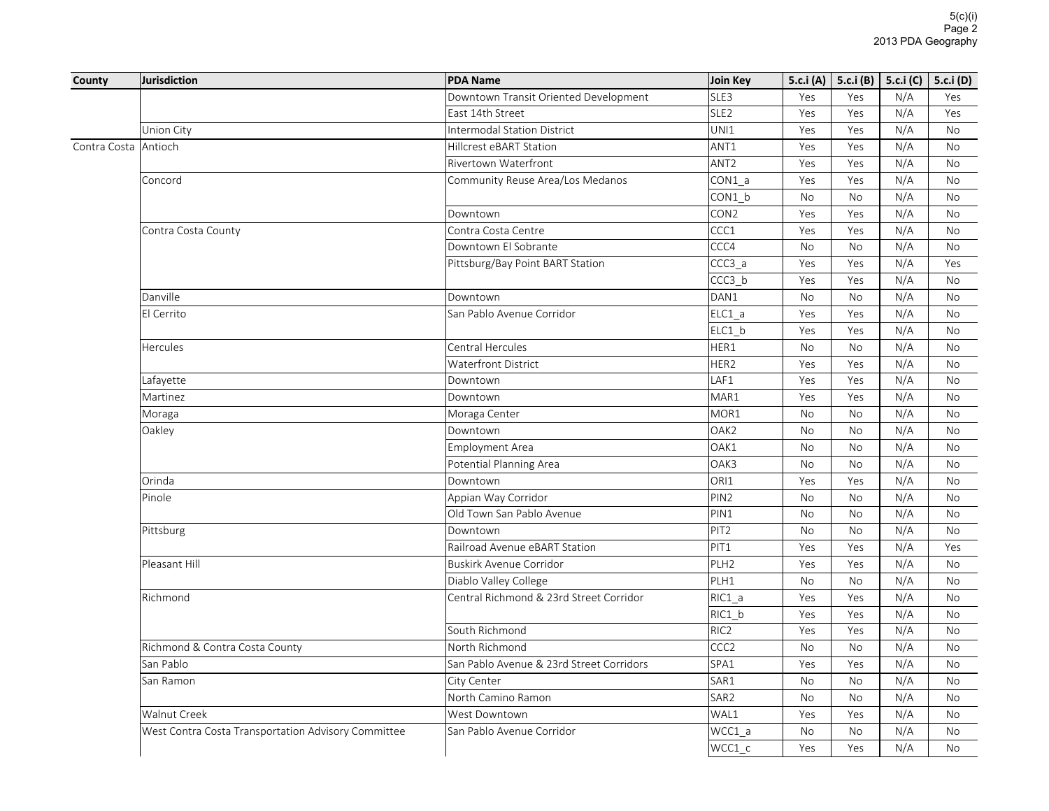| County | Jurisdiction | PDA Name | Join Key | 5.c.i (A) | 5.c.i (B) | 5.c.i (C) | 5.c.i (D) |
|---|---|---|---|---|---|---|---|
| | | Downtown Transit Oriented Development | SLE3 | Yes | Yes | N/A | Yes |
| | | East 14th Street | SLE2 | Yes | Yes | N/A | Yes |
| | Union City | Intermodal Station District | UNI1 | Yes | Yes | N/A | No |
| Contra Costa | Antioch | Hillcrest eBART Station | ANT1 | Yes | Yes | N/A | No |
| | | Rivertown Waterfront | ANT2 | Yes | Yes | N/A | No |
| | Concord | Community Reuse Area/Los Medanos | CON1_a | Yes | Yes | N/A | No |
| | | | CON1_b | No | No | N/A | No |
| | | Downtown | CON2 | Yes | Yes | N/A | No |
| | Contra Costa County | Contra Costa Centre | CCC1 | Yes | Yes | N/A | No |
| | | Downtown El Sobrante | CCC4 | No | No | N/A | No |
| | | Pittsburg/Bay Point BART Station | CCC3_a | Yes | Yes | N/A | Yes |
| | | | CCC3_b | Yes | Yes | N/A | No |
| | Danville | Downtown | DAN1 | No | No | N/A | No |
| | El Cerrito | San Pablo Avenue Corridor | ELC1_a | Yes | Yes | N/A | No |
| | | | ELC1_b | Yes | Yes | N/A | No |
| | Hercules | Central Hercules | HER1 | No | No | N/A | No |
| | | Waterfront District | HER2 | Yes | Yes | N/A | No |
| | Lafayette | Downtown | LAF1 | Yes | Yes | N/A | No |
| | Martinez | Downtown | MAR1 | Yes | Yes | N/A | No |
| | Moraga | Moraga Center | MOR1 | No | No | N/A | No |
| | Oakley | Downtown | OAK2 | No | No | N/A | No |
| | | Employment Area | OAK1 | No | No | N/A | No |
| | | Potential Planning Area | OAK3 | No | No | N/A | No |
| | Orinda | Downtown | ORI1 | Yes | Yes | N/A | No |
| | Pinole | Appian Way Corridor | PIN2 | No | No | N/A | No |
| | | Old Town San Pablo Avenue | PIN1 | No | No | N/A | No |
| | Pittsburg | Downtown | PIT2 | No | No | N/A | No |
| | | Railroad Avenue eBART Station | PIT1 | Yes | Yes | N/A | Yes |
| | Pleasant Hill | Buskirk Avenue Corridor | PLH2 | Yes | Yes | N/A | No |
| | | Diablo Valley College | PLH1 | No | No | N/A | No |
| | Richmond | Central Richmond & 23rd Street Corridor | RIC1_a | Yes | Yes | N/A | No |
| | | | RIC1_b | Yes | Yes | N/A | No |
| | | South Richmond | RIC2 | Yes | Yes | N/A | No |
| | Richmond & Contra Costa County | North Richmond | CCC2 | No | No | N/A | No |
| | San Pablo | San Pablo Avenue & 23rd Street Corridors | SPA1 | Yes | Yes | N/A | No |
| | San Ramon | City Center | SAR1 | No | No | N/A | No |
| | | North Camino Ramon | SAR2 | No | No | N/A | No |
| | Walnut Creek | West Downtown | WAL1 | Yes | Yes | N/A | No |
| | West Contra Costa Transportation Advisory Committee | San Pablo Avenue Corridor | WCC1_a | No | No | N/A | No |
| | | | WCC1_c | Yes | Yes | N/A | No |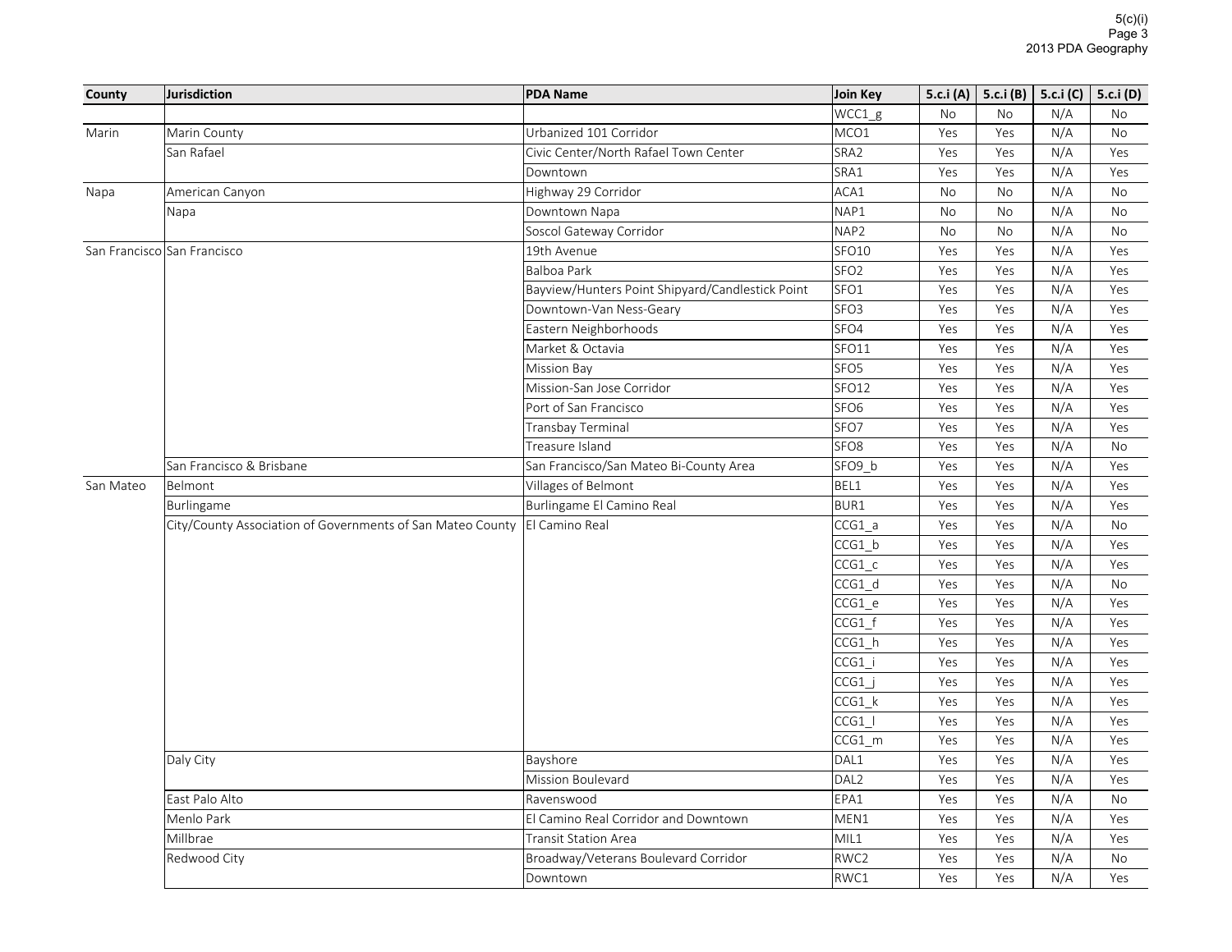| County | Jurisdiction | PDA Name | Join Key | 5.c.i (A) | 5.c.i (B) | 5.c.i (C) | 5.c.i (D) |
|---|---|---|---|---|---|---|---|
| | | | WCC1_g | No | No | N/A | No |
| Marin | Marin County | Urbanized 101 Corridor | MCO1 | Yes | Yes | N/A | No |
| | San Rafael | Civic Center/North Rafael Town Center | SRA2 | Yes | Yes | N/A | Yes |
| | | Downtown | SRA1 | Yes | Yes | N/A | Yes |
| Napa | American Canyon | Highway 29 Corridor | ACA1 | No | No | N/A | No |
| | Napa | Downtown Napa | NAP1 | No | No | N/A | No |
| | | Soscol Gateway Corridor | NAP2 | No | No | N/A | No |
| San Francisco | San Francisco | 19th Avenue | SFO10 | Yes | Yes | N/A | Yes |
| | | Balboa Park | SFO2 | Yes | Yes | N/A | Yes |
| | | Bayview/Hunters Point Shipyard/Candlestick Point | SFO1 | Yes | Yes | N/A | Yes |
| | | Downtown-Van Ness-Geary | SFO3 | Yes | Yes | N/A | Yes |
| | | Eastern Neighborhoods | SFO4 | Yes | Yes | N/A | Yes |
| | | Market & Octavia | SFO11 | Yes | Yes | N/A | Yes |
| | | Mission Bay | SFO5 | Yes | Yes | N/A | Yes |
| | | Mission-San Jose Corridor | SFO12 | Yes | Yes | N/A | Yes |
| | | Port of San Francisco | SFO6 | Yes | Yes | N/A | Yes |
| | | Transbay Terminal | SFO7 | Yes | Yes | N/A | Yes |
| | | Treasure Island | SFO8 | Yes | Yes | N/A | No |
| | San Francisco & Brisbane | San Francisco/San Mateo Bi-County Area | SFO9_b | Yes | Yes | N/A | Yes |
| San Mateo | Belmont | Villages of Belmont | BEL1 | Yes | Yes | N/A | Yes |
| | Burlingame | Burlingame El Camino Real | BUR1 | Yes | Yes | N/A | Yes |
| | City/County Association of Governments of San Mateo County | El Camino Real | CCG1_a | Yes | Yes | N/A | No |
| | | | CCG1_b | Yes | Yes | N/A | Yes |
| | | | CCG1_c | Yes | Yes | N/A | Yes |
| | | | CCG1_d | Yes | Yes | N/A | No |
| | | | CCG1_e | Yes | Yes | N/A | Yes |
| | | | CCG1_f | Yes | Yes | N/A | Yes |
| | | | CCG1_h | Yes | Yes | N/A | Yes |
| | | | CCG1_i | Yes | Yes | N/A | Yes |
| | | | CCG1_j | Yes | Yes | N/A | Yes |
| | | | CCG1_k | Yes | Yes | N/A | Yes |
| | | | CCG1_l | Yes | Yes | N/A | Yes |
| | | | CCG1_m | Yes | Yes | N/A | Yes |
| | Daly City | Bayshore | DAL1 | Yes | Yes | N/A | Yes |
| | | Mission Boulevard | DAL2 | Yes | Yes | N/A | Yes |
| | East Palo Alto | Ravenswood | EPA1 | Yes | Yes | N/A | No |
| | Menlo Park | El Camino Real Corridor and Downtown | MEN1 | Yes | Yes | N/A | Yes |
| | Millbrae | Transit Station Area | MIL1 | Yes | Yes | N/A | Yes |
| | Redwood City | Broadway/Veterans Boulevard Corridor | RWC2 | Yes | Yes | N/A | No |
| | | Downtown | RWC1 | Yes | Yes | N/A | Yes |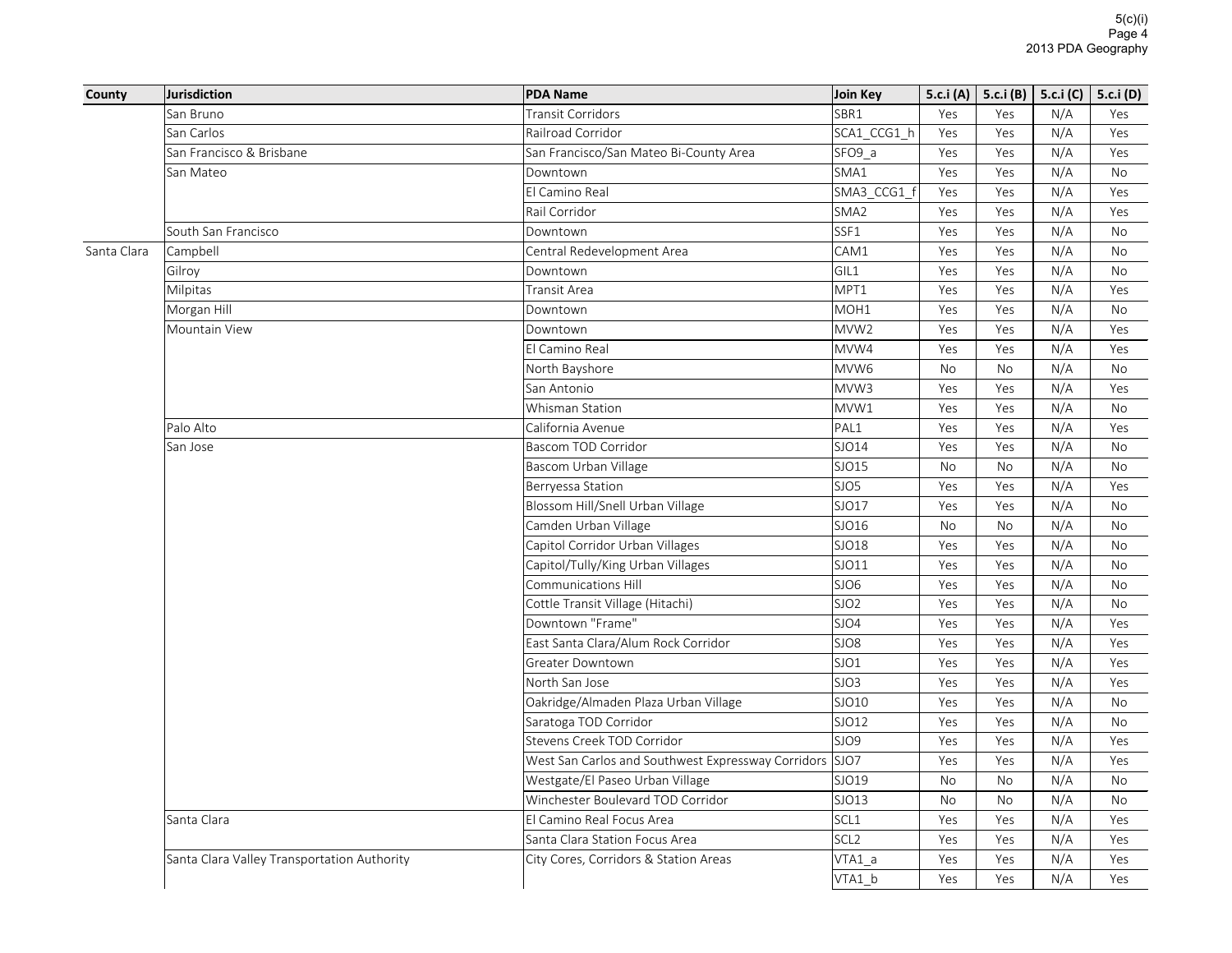| County | Jurisdiction | PDA Name | Join Key | 5.c.i (A) | 5.c.i (B) | 5.c.i (C) | 5.c.i (D) |
|---|---|---|---|---|---|---|---|
| | San Bruno | Transit Corridors | SBR1 | Yes | Yes | N/A | Yes |
| | San Carlos | Railroad Corridor | SCA1_CCG1_h | Yes | Yes | N/A | Yes |
| | San Francisco & Brisbane | San Francisco/San Mateo Bi-County Area | SFO9_a | Yes | Yes | N/A | Yes |
| | San Mateo | Downtown | SMA1 | Yes | Yes | N/A | No |
| | | El Camino Real | SMA3_CCG1_f | Yes | Yes | N/A | Yes |
| | | Rail Corridor | SMA2 | Yes | Yes | N/A | Yes |
| | South San Francisco | Downtown | SSF1 | Yes | Yes | N/A | No |
| Santa Clara | Campbell | Central Redevelopment Area | CAM1 | Yes | Yes | N/A | No |
| | Gilroy | Downtown | GIL1 | Yes | Yes | N/A | No |
| | Milpitas | Transit Area | MPT1 | Yes | Yes | N/A | Yes |
| | Morgan Hill | Downtown | MOH1 | Yes | Yes | N/A | No |
| | Mountain View | Downtown | MVW2 | Yes | Yes | N/A | Yes |
| | | El Camino Real | MVW4 | Yes | Yes | N/A | Yes |
| | | North Bayshore | MVW6 | No | No | N/A | No |
| | | San Antonio | MVW3 | Yes | Yes | N/A | Yes |
| | | Whisman Station | MVW1 | Yes | Yes | N/A | No |
| | Palo Alto | California Avenue | PAL1 | Yes | Yes | N/A | Yes |
| | San Jose | Bascom TOD Corridor | SJO14 | Yes | Yes | N/A | No |
| | | Bascom Urban Village | SJO15 | No | No | N/A | No |
| | | Berryessa Station | SJO5 | Yes | Yes | N/A | Yes |
| | | Blossom Hill/Snell Urban Village | SJO17 | Yes | Yes | N/A | No |
| | | Camden Urban Village | SJO16 | No | No | N/A | No |
| | | Capitol Corridor Urban Villages | SJO18 | Yes | Yes | N/A | No |
| | | Capitol/Tully/King Urban Villages | SJO11 | Yes | Yes | N/A | No |
| | | Communications Hill | SJO6 | Yes | Yes | N/A | No |
| | | Cottle Transit Village (Hitachi) | SJO2 | Yes | Yes | N/A | No |
| | | Downtown "Frame" | SJO4 | Yes | Yes | N/A | Yes |
| | | East Santa Clara/Alum Rock Corridor | SJO8 | Yes | Yes | N/A | Yes |
| | | Greater Downtown | SJO1 | Yes | Yes | N/A | Yes |
| | | North San Jose | SJO3 | Yes | Yes | N/A | Yes |
| | | Oakridge/Almaden Plaza Urban Village | SJO10 | Yes | Yes | N/A | No |
| | | Saratoga TOD Corridor | SJO12 | Yes | Yes | N/A | No |
| | | Stevens Creek TOD Corridor | SJO9 | Yes | Yes | N/A | Yes |
| | | West San Carlos and Southwest Expressway Corridors | SJO7 | Yes | Yes | N/A | Yes |
| | | Westgate/El Paseo Urban Village | SJO19 | No | No | N/A | No |
| | | Winchester Boulevard TOD Corridor | SJO13 | No | No | N/A | No |
| | Santa Clara | El Camino Real Focus Area | SCL1 | Yes | Yes | N/A | Yes |
| | | Santa Clara Station Focus Area | SCL2 | Yes | Yes | N/A | Yes |
| | Santa Clara Valley Transportation Authority | City Cores, Corridors & Station Areas | VTA1_a | Yes | Yes | N/A | Yes |
| | | | VTA1_b | Yes | Yes | N/A | Yes |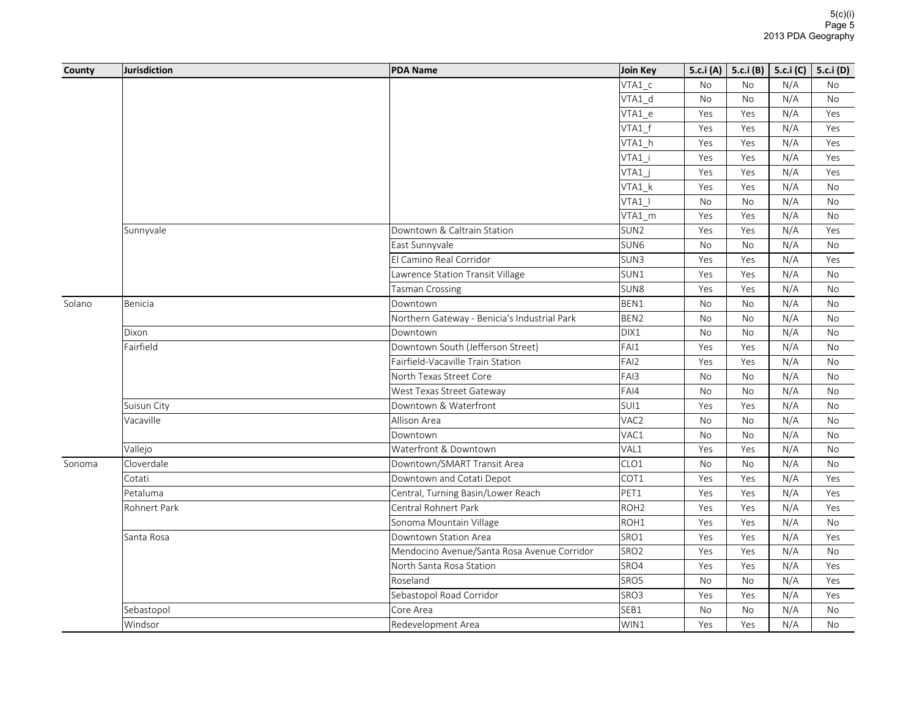| County | Jurisdiction | PDA Name | Join Key | 5.c.i (A) | 5.c.i (B) | 5.c.i (C) | 5.c.i (D) |
|---|---|---|---|---|---|---|---|
| | | | VTA1_c | No | No | N/A | No |
| | | | VTA1_d | No | No | N/A | No |
| | | | VTA1_e | Yes | Yes | N/A | Yes |
| | | | VTA1_f | Yes | Yes | N/A | Yes |
| | | | VTA1_h | Yes | Yes | N/A | Yes |
| | | | VTA1_i | Yes | Yes | N/A | Yes |
| | | | VTA1_j | Yes | Yes | N/A | Yes |
| | | | VTA1_k | Yes | Yes | N/A | No |
| | | | VTA1_l | No | No | N/A | No |
| | | | VTA1_m | Yes | Yes | N/A | No |
| | Sunnyvale | Downtown & Caltrain Station | SUN2 | Yes | Yes | N/A | Yes |
| | | East Sunnyvale | SUN6 | No | No | N/A | No |
| | | El Camino Real Corridor | SUN3 | Yes | Yes | N/A | Yes |
| | | Lawrence Station Transit Village | SUN1 | Yes | Yes | N/A | No |
| | | Tasman Crossing | SUN8 | Yes | Yes | N/A | No |
| Solano | Benicia | Downtown | BEN1 | No | No | N/A | No |
| | | Northern Gateway - Benicia's Industrial Park | BEN2 | No | No | N/A | No |
| | Dixon | Downtown | DIX1 | No | No | N/A | No |
| | Fairfield | Downtown South (Jefferson Street) | FAI1 | Yes | Yes | N/A | No |
| | | Fairfield-Vacaville Train Station | FAI2 | Yes | Yes | N/A | No |
| | | North Texas Street Core | FAI3 | No | No | N/A | No |
| | | West Texas Street Gateway | FAI4 | No | No | N/A | No |
| | Suisun City | Downtown & Waterfront | SUI1 | Yes | Yes | N/A | No |
| | Vacaville | Allison Area | VAC2 | No | No | N/A | No |
| | | Downtown | VAC1 | No | No | N/A | No |
| | Vallejo | Waterfront & Downtown | VAL1 | Yes | Yes | N/A | No |
| Sonoma | Cloverdale | Downtown/SMART Transit Area | CLO1 | No | No | N/A | No |
| | Cotati | Downtown and Cotati Depot | COT1 | Yes | Yes | N/A | Yes |
| | Petaluma | Central, Turning Basin/Lower Reach | PET1 | Yes | Yes | N/A | Yes |
| | Rohnert Park | Central Rohnert Park | ROH2 | Yes | Yes | N/A | Yes |
| | | Sonoma Mountain Village | ROH1 | Yes | Yes | N/A | No |
| | Santa Rosa | Downtown Station Area | SRO1 | Yes | Yes | N/A | Yes |
| | | Mendocino Avenue/Santa Rosa Avenue Corridor | SRO2 | Yes | Yes | N/A | No |
| | | North Santa Rosa Station | SRO4 | Yes | Yes | N/A | Yes |
| | | Roseland | SRO5 | No | No | N/A | Yes |
| | | Sebastopol Road Corridor | SRO3 | Yes | Yes | N/A | Yes |
| | Sebastopol | Core Area | SEB1 | No | No | N/A | No |
| | Windsor | Redevelopment Area | WIN1 | Yes | Yes | N/A | No |